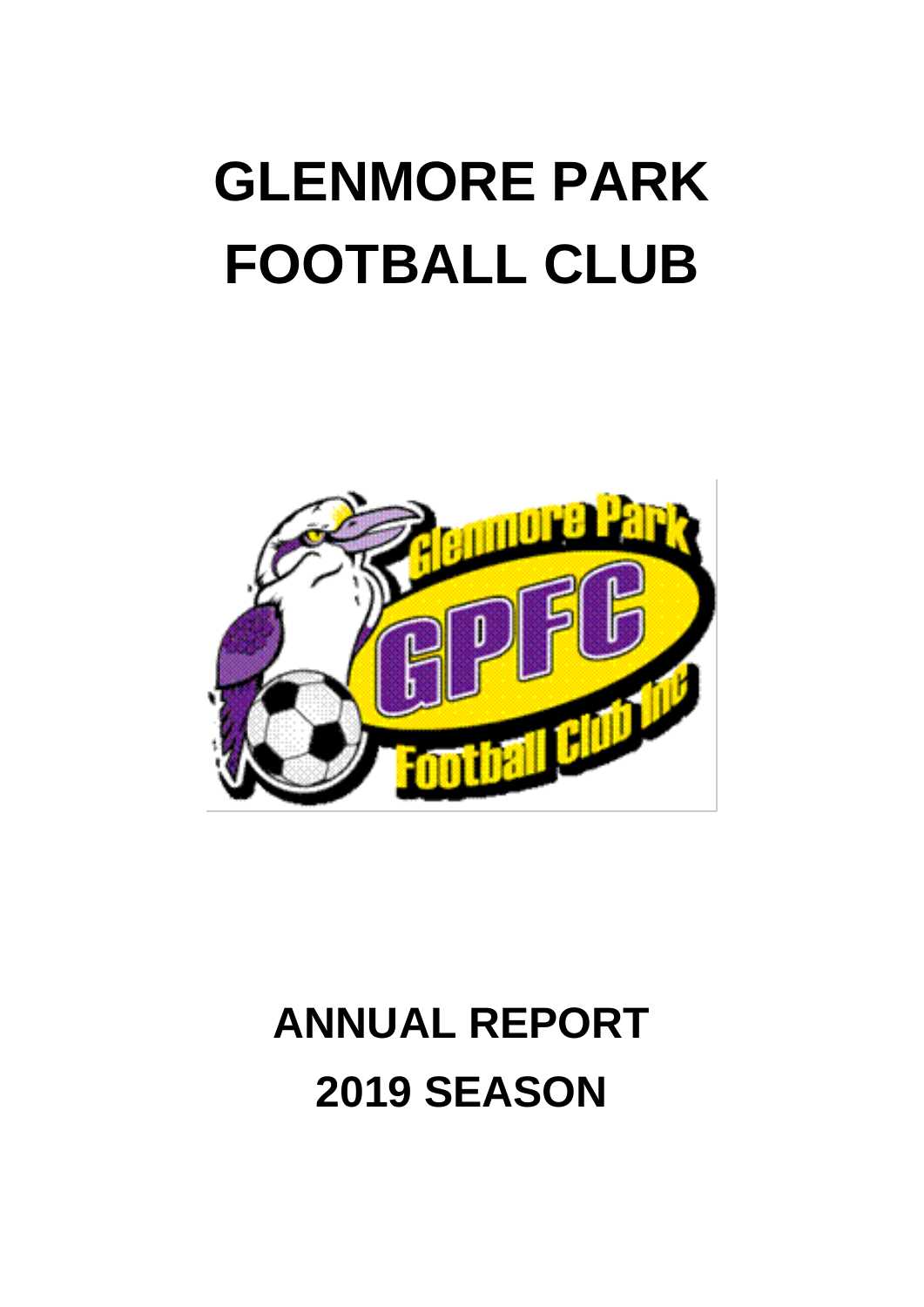# GLENMORE PARK FOOTBALL CLUB

# ANNUAL REPORT 2019 SEASON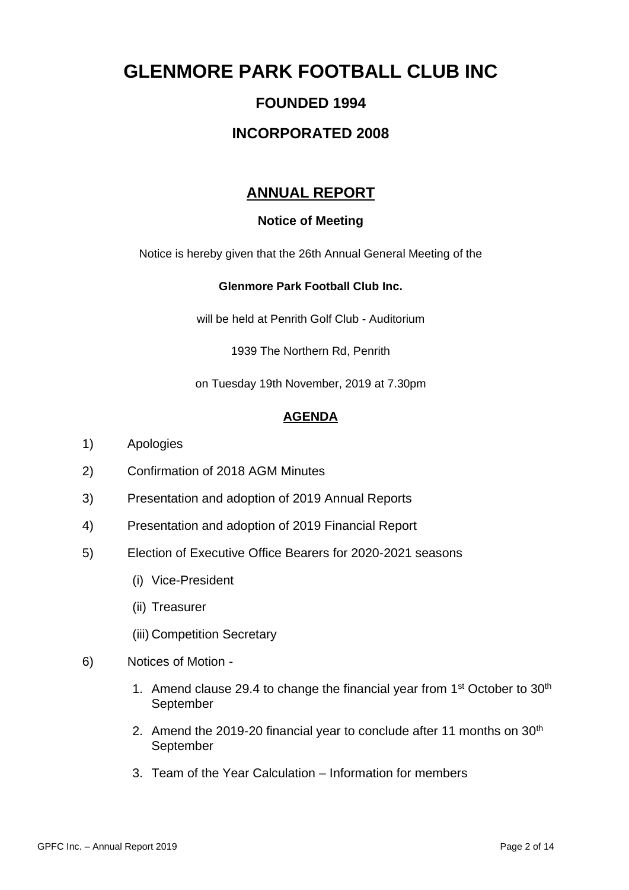# GLENMORE PARK FOOTBALL CLUB INC

## FOUNDED 1994

## INCORPORATED 2008

## ANNUAL REPORT

### Notice of Meeting

Notice is hereby given that the 26th Annual General Meeting of the

**Glenmore Park Football Club Inc.**

will be held at Penrith Golf Club - Auditorium

1939 The Northern Rd, Penrith

on Tuesday 19th November, 2019 at 7.30pm

### AGENDA

1) Apologies
2) Confirmation of 2018 AGM Minutes
3) Presentation and adoption of 2019 Annual Reports
4) Presentation and adoption of 2019 Financial Report
5) Election of Executive Office Bearers for 2020-2021 seasons
   - (i) Vice-President
   - (ii) Treasurer
   - (iii) Competition Secretary
6) Notices of Motion -
   1. Amend clause 29.4 to change the financial year from 1st October to 30th September
   2. Amend the 2019-20 financial year to conclude after 11 months on 30th September
   3. Team of the Year Calculation – Information for members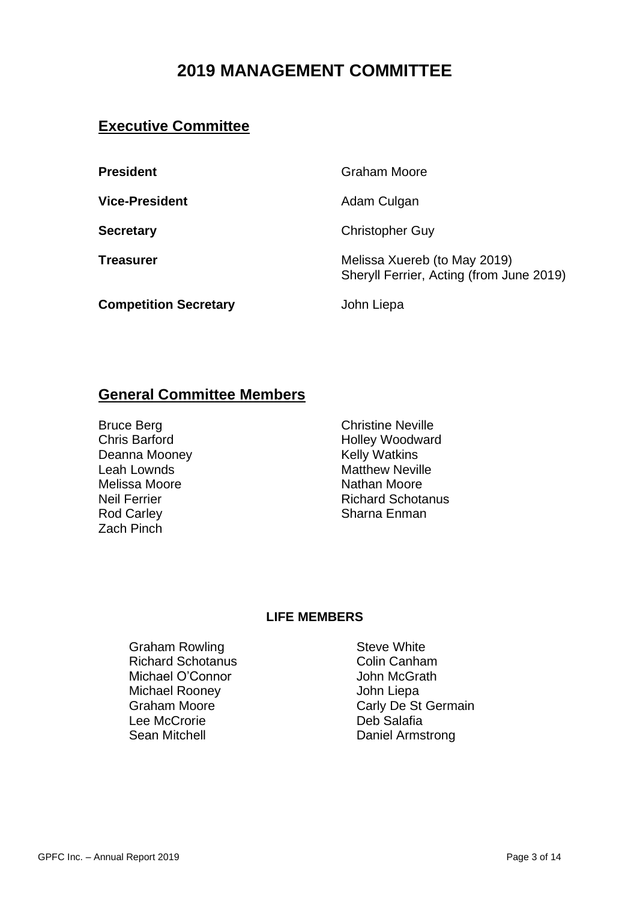# 2019 MANAGEMENT COMMITTEE

## Executive Committee

**President** Graham Moore

**Vice-President** Adam Culgan

**Secretary** Christopher Guy

**Treasurer** Melissa Xuereb (to May 2019)
Sheryll Ferrier, Acting (from June 2019)

**Competition Secretary** John Liepa

## General Committee Members

Bruce Berg
Chris Barford
Deanna Mooney
Leah Lownds
Melissa Moore
Neil Ferrier
Rod Carley
Zach Pinch
Christine Neville
Holley Woodward
Kelly Watkins
Matthew Neville
Nathan Moore
Richard Schotanus
Sharna Enman

**LIFE MEMBERS**

Graham Rowling
Richard Schotanus
Michael O'Connor
Michael Rooney
Graham Moore
Lee McCrorie
Sean Mitchell
Steve White
Colin Canham
John McGrath
John Liepa
Carly De St Germain
Deb Salafia
Daniel Armstrong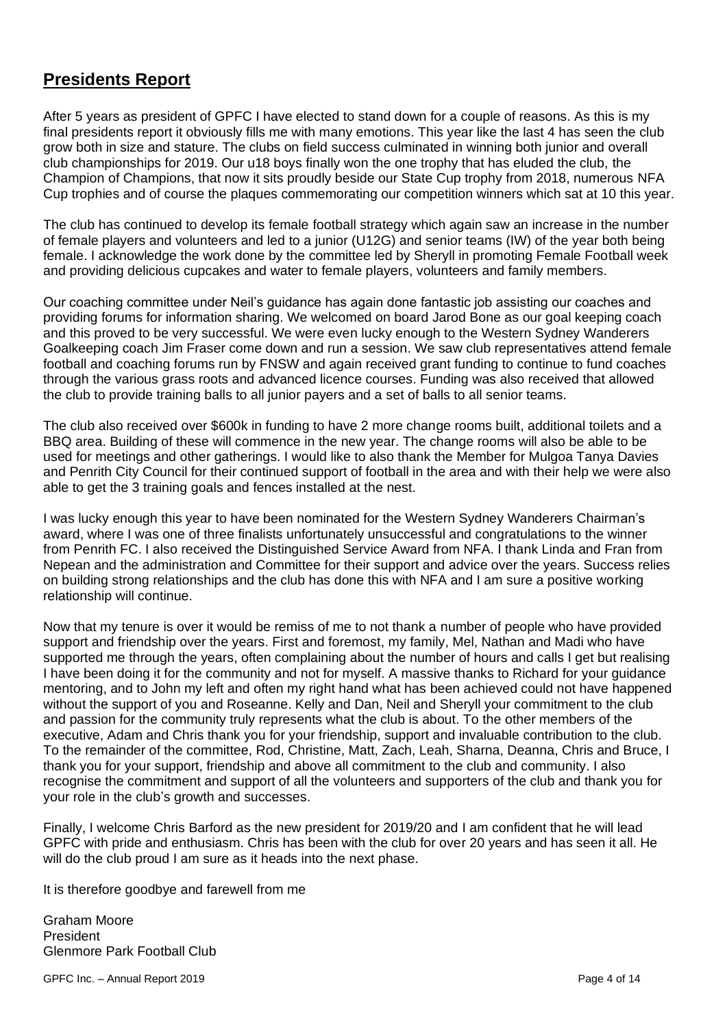## **Presidents Report**

After 5 years as president of GPFC I have elected to stand down for a couple of reasons. As this is my final presidents report it obviously fills me with many emotions. This year like the last 4 has seen the club grow both in size and stature. The clubs on field success culminated in winning both junior and overall club championships for 2019. Our u18 boys finally won the one trophy that has eluded the club, the Champion of Champions, that now it sits proudly beside our State Cup trophy from 2018, numerous NFA Cup trophies and of course the plaques commemorating our competition winners which sat at 10 this year.

The club has continued to develop its female football strategy which again saw an increase in the number of female players and volunteers and led to a junior (U12G) and senior teams (IW) of the year both being female. I acknowledge the work done by the committee led by Sheryll in promoting Female Football week and providing delicious cupcakes and water to female players, volunteers and family members.

Our coaching committee under Neil's guidance has again done fantastic job assisting our coaches and providing forums for information sharing. We welcomed on board Jarod Bone as our goal keeping coach and this proved to be very successful. We were even lucky enough to the Western Sydney Wanderers Goalkeeping coach Jim Fraser come down and run a session. We saw club representatives attend female football and coaching forums run by FNSW and again received grant funding to continue to fund coaches through the various grass roots and advanced licence courses. Funding was also received that allowed the club to provide training balls to all junior payers and a set of balls to all senior teams.

The club also received over $600k in funding to have 2 more change rooms built, additional toilets and a BBQ area. Building of these will commence in the new year. The change rooms will also be able to be used for meetings and other gatherings. I would like to also thank the Member for Mulgoa Tanya Davies and Penrith City Council for their continued support of football in the area and with their help we were also able to get the 3 training goals and fences installed at the nest.

I was lucky enough this year to have been nominated for the Western Sydney Wanderers Chairman's award, where I was one of three finalists unfortunately unsuccessful and congratulations to the winner from Penrith FC. I also received the Distinguished Service Award from NFA. I thank Linda and Fran from Nepean and the administration and Committee for their support and advice over the years. Success relies on building strong relationships and the club has done this with NFA and I am sure a positive working relationship will continue.

Now that my tenure is over it would be remiss of me to not thank a number of people who have provided support and friendship over the years. First and foremost, my family, Mel, Nathan and Madi who have supported me through the years, often complaining about the number of hours and calls I get but realising I have been doing it for the community and not for myself. A massive thanks to Richard for your guidance mentoring, and to John my left and often my right hand what has been achieved could not have happened without the support of you and Roseanne. Kelly and Dan, Neil and Sheryll your commitment to the club and passion for the community truly represents what the club is about. To the other members of the executive, Adam and Chris thank you for your friendship, support and invaluable contribution to the club. To the remainder of the committee, Rod, Christine, Matt, Zach, Leah, Sharna, Deanna, Chris and Bruce, I thank you for your support, friendship and above all commitment to the club and community. I also recognise the commitment and support of all the volunteers and supporters of the club and thank you for your role in the club's growth and successes.

Finally, I welcome Chris Barford as the new president for 2019/20 and I am confident that he will lead GPFC with pride and enthusiasm. Chris has been with the club for over 20 years and has seen it all. He will do the club proud I am sure as it heads into the next phase.

It is therefore goodbye and farewell from me

Graham Moore
President
Glenmore Park Football Club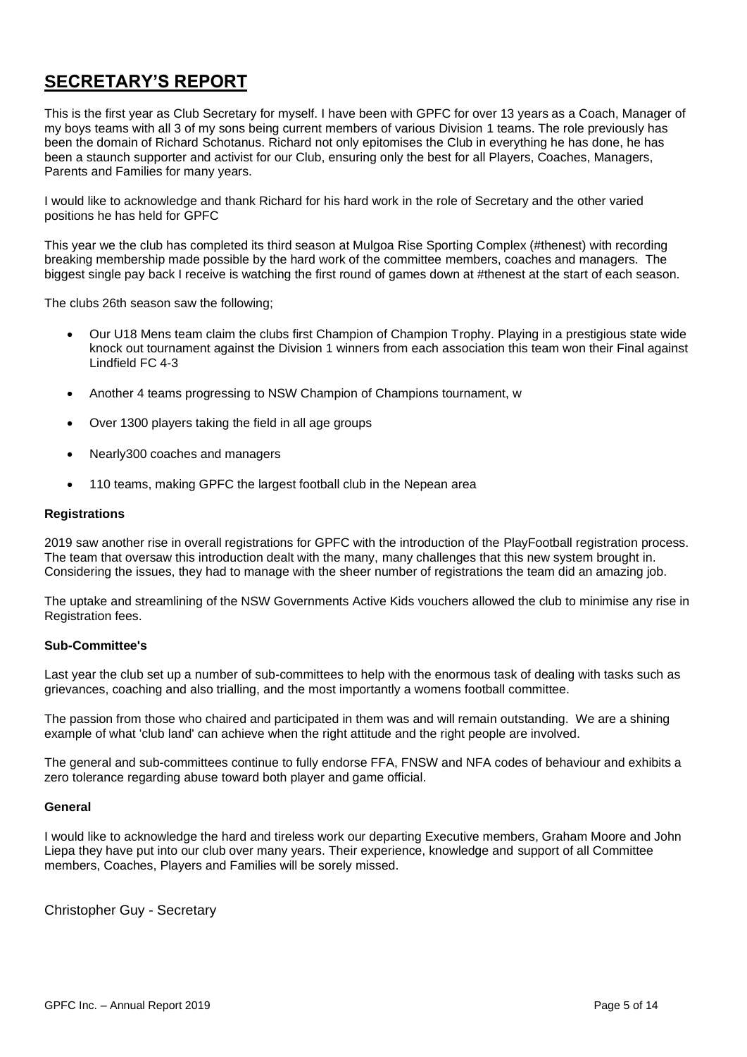## SECRETARY'S REPORT

This is the first year as Club Secretary for myself. I have been with GPFC for over 13 years as a Coach, Manager of my boys teams with all 3 of my sons being current members of various Division 1 teams. The role previously has been the domain of Richard Schotanus. Richard not only epitomises the Club in everything he has done, he has been a staunch supporter and activist for our Club, ensuring only the best for all Players, Coaches, Managers, Parents and Families for many years.

I would like to acknowledge and thank Richard for his hard work in the role of Secretary and the other varied positions he has held for GPFC

This year we the club has completed its third season at Mulgoa Rise Sporting Complex (#thenest) with recording breaking membership made possible by the hard work of the committee members, coaches and managers. The biggest single pay back I receive is watching the first round of games down at #thenest at the start of each season.

The clubs 26th season saw the following;

- Our U18 Mens team claim the clubs first Champion of Champion Trophy. Playing in a prestigious state wide knock out tournament against the Division 1 winners from each association this team won their Final against Lindfield FC 4-3
- Another 4 teams progressing to NSW Champion of Champions tournament, w
- Over 1300 players taking the field in all age groups
- Nearly300 coaches and managers
- 110 teams, making GPFC the largest football club in the Nepean area

**Registrations**

2019 saw another rise in overall registrations for GPFC with the introduction of the PlayFootball registration process. The team that oversaw this introduction dealt with the many, many challenges that this new system brought in. Considering the issues, they had to manage with the sheer number of registrations the team did an amazing job.

The uptake and streamlining of the NSW Governments Active Kids vouchers allowed the club to minimise any rise in Registration fees.

**Sub-Committee's**

Last year the club set up a number of sub-committees to help with the enormous task of dealing with tasks such as grievances, coaching and also trialling, and the most importantly a womens football committee.

The passion from those who chaired and participated in them was and will remain outstanding. We are a shining example of what 'club land' can achieve when the right attitude and the right people are involved.

The general and sub-committees continue to fully endorse FFA, FNSW and NFA codes of behaviour and exhibits a zero tolerance regarding abuse toward both player and game official.

**General**

I would like to acknowledge the hard and tireless work our departing Executive members, Graham Moore and John Liepa they have put into our club over many years. Their experience, knowledge and support of all Committee members, Coaches, Players and Families will be sorely missed.

Christopher Guy - Secretary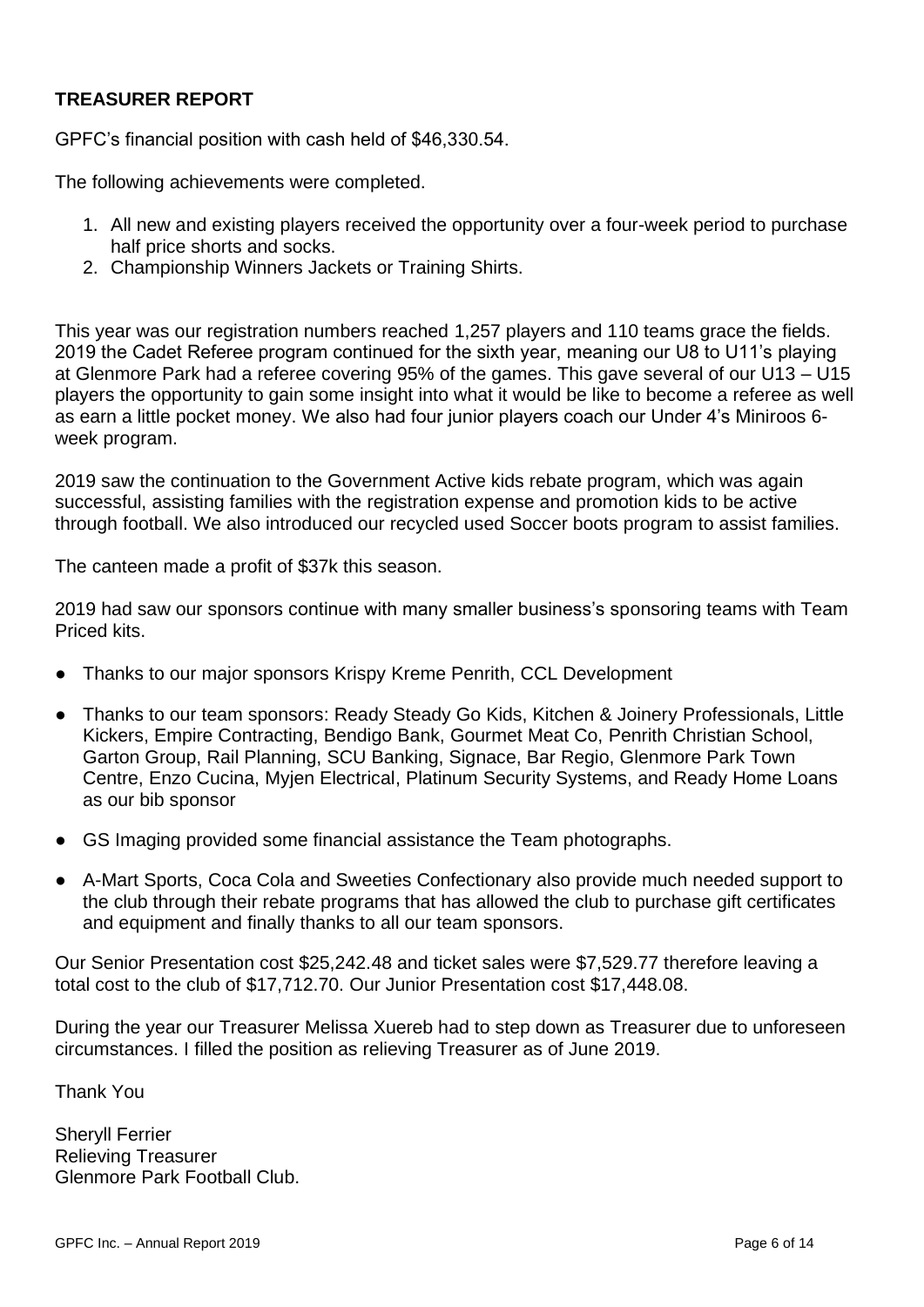**TREASURER REPORT**

GPFC's financial position with cash held of $46,330.54.

The following achievements were completed.

1. All new and existing players received the opportunity over a four-week period to purchase half price shorts and socks.
2. Championship Winners Jackets or Training Shirts.

This year was our registration numbers reached 1,257 players and 110 teams grace the fields. 2019 the Cadet Referee program continued for the sixth year, meaning our U8 to U11's playing at Glenmore Park had a referee covering 95% of the games. This gave several of our U13 – U15 players the opportunity to gain some insight into what it would be like to become a referee as well as earn a little pocket money. We also had four junior players coach our Under 4's Miniroos 6-week program.

2019 saw the continuation to the Government Active kids rebate program, which was again successful, assisting families with the registration expense and promotion kids to be active through football. We also introduced our recycled used Soccer boots program to assist families.

The canteen made a profit of $37k this season.

2019 had saw our sponsors continue with many smaller business's sponsoring teams with Team Priced kits.

- Thanks to our major sponsors Krispy Kreme Penrith, CCL Development
- Thanks to our team sponsors: Ready Steady Go Kids, Kitchen & Joinery Professionals, Little Kickers, Empire Contracting, Bendigo Bank, Gourmet Meat Co, Penrith Christian School, Garton Group, Rail Planning, SCU Banking, Signace, Bar Regio, Glenmore Park Town Centre, Enzo Cucina, Myjen Electrical, Platinum Security Systems, and Ready Home Loans as our bib sponsor
- GS Imaging provided some financial assistance the Team photographs.
- A-Mart Sports, Coca Cola and Sweeties Confectionary also provide much needed support to the club through their rebate programs that has allowed the club to purchase gift certificates and equipment and finally thanks to all our team sponsors.

Our Senior Presentation cost $25,242.48 and ticket sales were $7,529.77 therefore leaving a total cost to the club of $17,712.70. Our Junior Presentation cost $17,448.08.

During the year our Treasurer Melissa Xuereb had to step down as Treasurer due to unforeseen circumstances. I filled the position as relieving Treasurer as of June 2019.

Thank You

Sheryll Ferrier
Relieving Treasurer
Glenmore Park Football Club.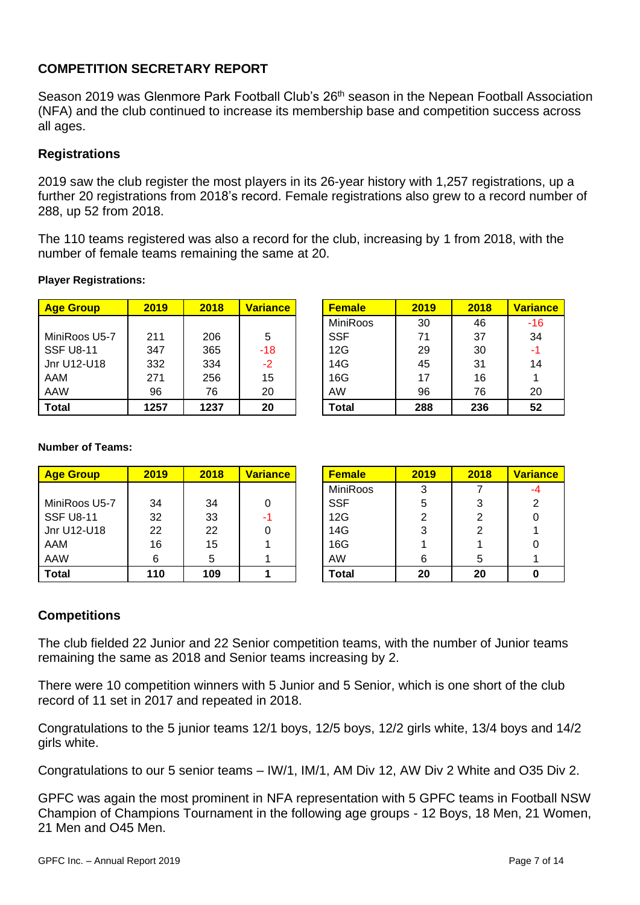## COMPETITION SECRETARY REPORT

Season 2019 was Glenmore Park Football Club's 26th season in the Nepean Football Association (NFA) and the club continued to increase its membership base and competition success across all ages.

### Registrations

2019 saw the club register the most players in its 26-year history with 1,257 registrations, up a further 20 registrations from 2018's record. Female registrations also grew to a record number of 288, up 52 from 2018.

The 110 teams registered was also a record for the club, increasing by 1 from 2018, with the number of female teams remaining the same at 20.

**Player Registrations:**

| Age Group | 2019 | 2018 | Variance |
|---|---|---|---|
| | | | |
| MiniRoos U5-7 | 211 | 206 | 5 |
| SSF U8-11 | 347 | 365 | -18 |
| Jnr U12-U18 | 332 | 334 | -2 |
| AAM | 271 | 256 | 15 |
| AAW | 96 | 76 | 20 |
| **Total** | **1257** | **1237** | **20** |

| Female | 2019 | 2018 | Variance |
|---|---|---|---|
| MiniRoos | 30 | 46 | -16 |
| SSF | 71 | 37 | 34 |
| 12G | 29 | 30 | -1 |
| 14G | 45 | 31 | 14 |
| 16G | 17 | 16 | 1 |
| AW | 96 | 76 | 20 |
| **Total** | **288** | **236** | **52** |

**Number of Teams:**

| Age Group | 2019 | 2018 | Variance |
|---|---|---|---|
| | | | |
| MiniRoos U5-7 | 34 | 34 | 0 |
| SSF U8-11 | 32 | 33 | -1 |
| Jnr U12-U18 | 22 | 22 | 0 |
| AAM | 16 | 15 | 1 |
| AAW | 6 | 5 | 1 |
| **Total** | **110** | **109** | **1** |

| Female | 2019 | 2018 | Variance |
|---|---|---|---|
| MiniRoos | 3 | 7 | -4 |
| SSF | 5 | 3 | 2 |
| 12G | 2 | 2 | 0 |
| 14G | 3 | 2 | 1 |
| 16G | 1 | 1 | 0 |
| AW | 6 | 5 | 1 |
| **Total** | **20** | **20** | **0** |

### Competitions

The club fielded 22 Junior and 22 Senior competition teams, with the number of Junior teams remaining the same as 2018 and Senior teams increasing by 2.

There were 10 competition winners with 5 Junior and 5 Senior, which is one short of the club record of 11 set in 2017 and repeated in 2018.

Congratulations to the 5 junior teams 12/1 boys, 12/5 boys, 12/2 girls white, 13/4 boys and 14/2 girls white.

Congratulations to our 5 senior teams – IW/1, IM/1, AM Div 12, AW Div 2 White and O35 Div 2.

GPFC was again the most prominent in NFA representation with 5 GPFC teams in Football NSW Champion of Champions Tournament in the following age groups - 12 Boys, 18 Men, 21 Women, 21 Men and O45 Men.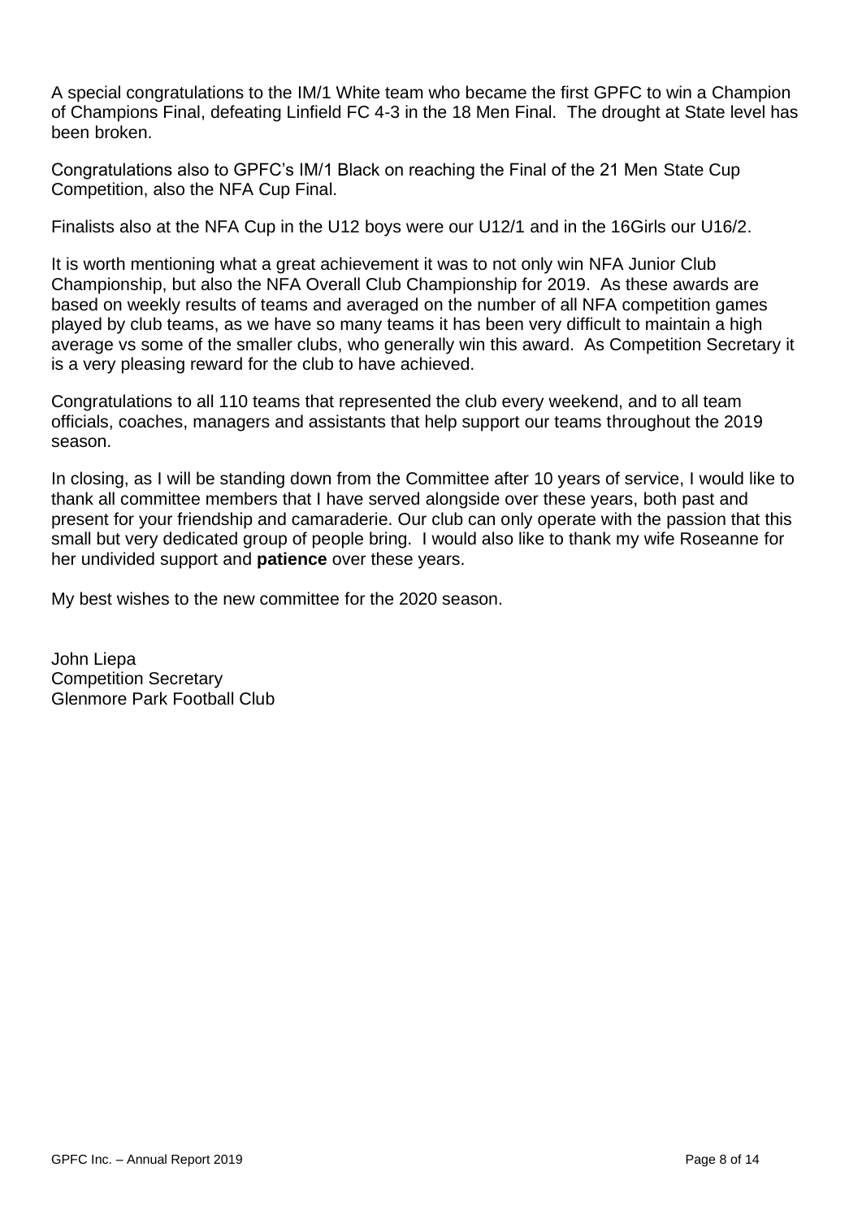A special congratulations to the IM/1 White team who became the first GPFC to win a Champion of Champions Final, defeating Linfield FC 4-3 in the 18 Men Final. The drought at State level has been broken.

Congratulations also to GPFC's IM/1 Black on reaching the Final of the 21 Men State Cup Competition, also the NFA Cup Final.

Finalists also at the NFA Cup in the U12 boys were our U12/1 and in the 16Girls our U16/2.

It is worth mentioning what a great achievement it was to not only win NFA Junior Club Championship, but also the NFA Overall Club Championship for 2019. As these awards are based on weekly results of teams and averaged on the number of all NFA competition games played by club teams, as we have so many teams it has been very difficult to maintain a high average vs some of the smaller clubs, who generally win this award. As Competition Secretary it is a very pleasing reward for the club to have achieved.

Congratulations to all 110 teams that represented the club every weekend, and to all team officials, coaches, managers and assistants that help support our teams throughout the 2019 season.

In closing, as I will be standing down from the Committee after 10 years of service, I would like to thank all committee members that I have served alongside over these years, both past and present for your friendship and camaraderie. Our club can only operate with the passion that this small but very dedicated group of people bring. I would also like to thank my wife Roseanne for her undivided support and **patience** over these years.

My best wishes to the new committee for the 2020 season.

John Liepa
Competition Secretary
Glenmore Park Football Club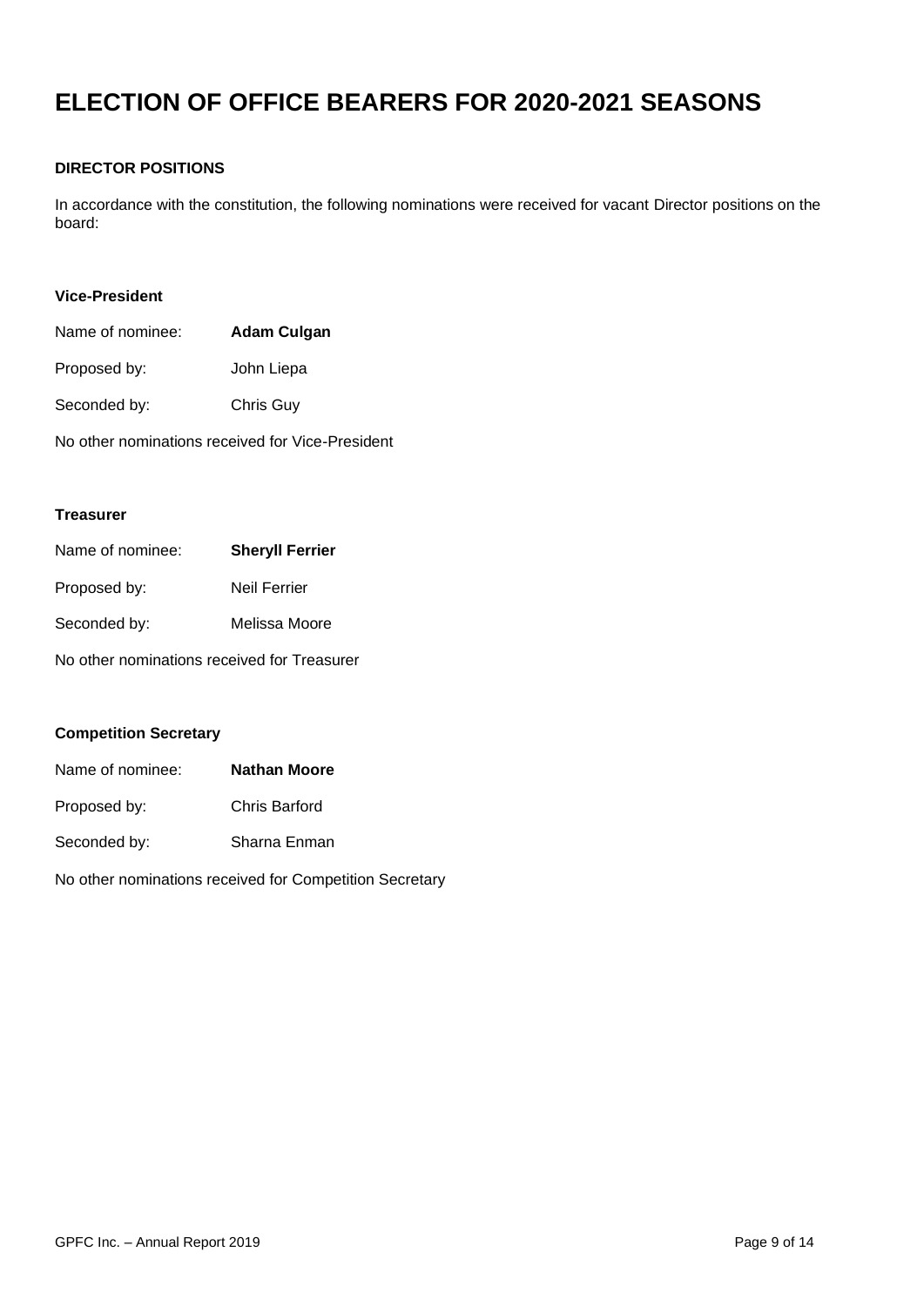# ELECTION OF OFFICE BEARERS FOR 2020-2021 SEASONS

### DIRECTOR POSITIONS

In accordance with the constitution, the following nominations were received for vacant Director positions on the board:

**Vice-President**

Name of nominee: **Adam Culgan**

Proposed by: John Liepa

Seconded by: Chris Guy

No other nominations received for Vice-President

**Treasurer**

Name of nominee: **Sheryll Ferrier**

Proposed by: Neil Ferrier

Seconded by: Melissa Moore

No other nominations received for Treasurer

**Competition Secretary**

Name of nominee: **Nathan Moore**

Proposed by: Chris Barford

Seconded by: Sharna Enman

No other nominations received for Competition Secretary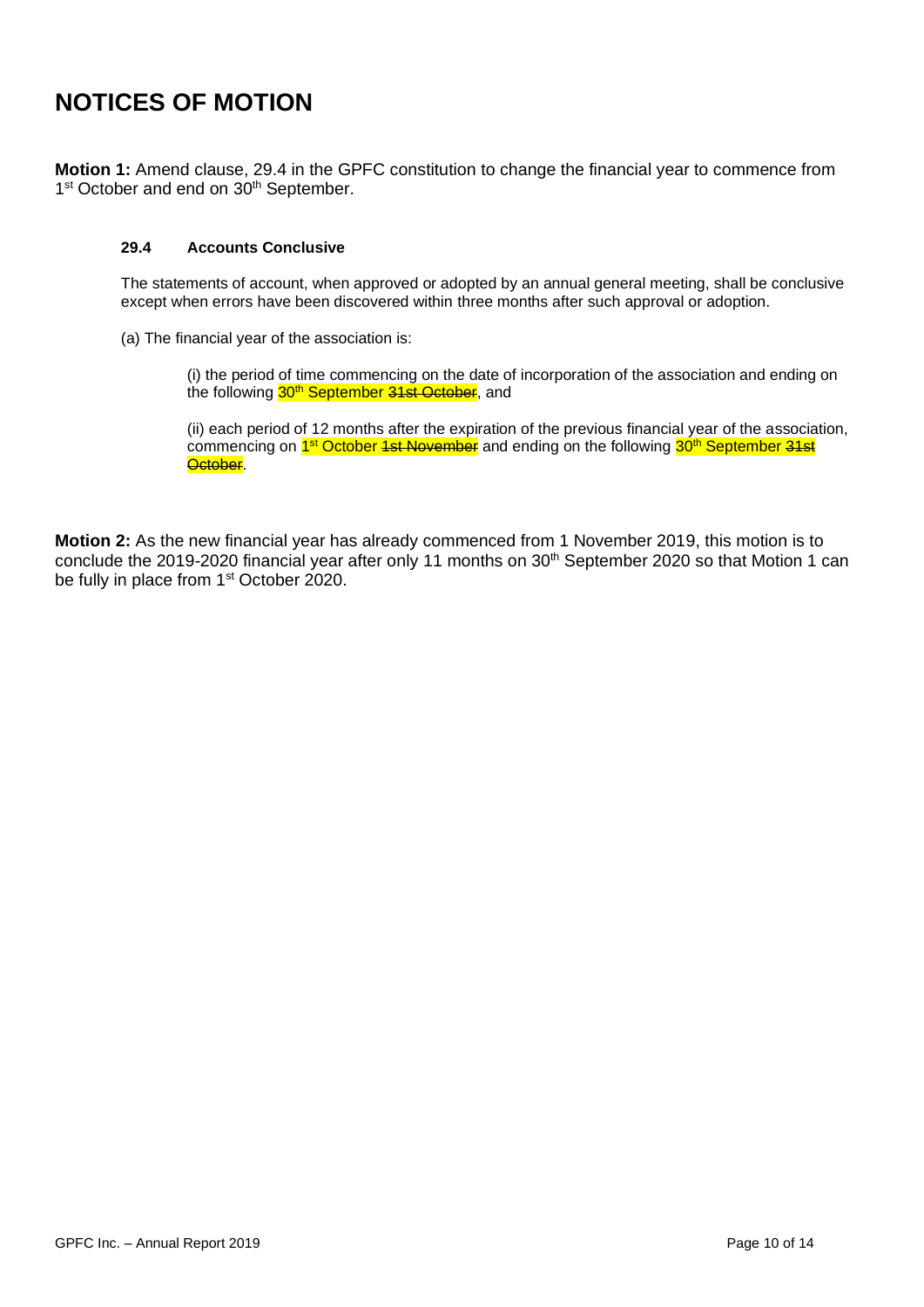# NOTICES OF MOTION

**Motion 1:** Amend clause, 29.4 in the GPFC constitution to change the financial year to commence from 1st October and end on 30th September.

**29.4 Accounts Conclusive**

The statements of account, when approved or adopted by an annual general meeting, shall be conclusive except when errors have been discovered within three months after such approval or adoption.

(a) The financial year of the association is:

(i) the period of time commencing on the date of incorporation of the association and ending on the following 30th September ~~31st October~~, and

(ii) each period of 12 months after the expiration of the previous financial year of the association, commencing on 1st October ~~1st November~~ and ending on the following 30th September ~~31st October~~.

**Motion 2:** As the new financial year has already commenced from 1 November 2019, this motion is to conclude the 2019-2020 financial year after only 11 months on 30th September 2020 so that Motion 1 can be fully in place from 1st October 2020.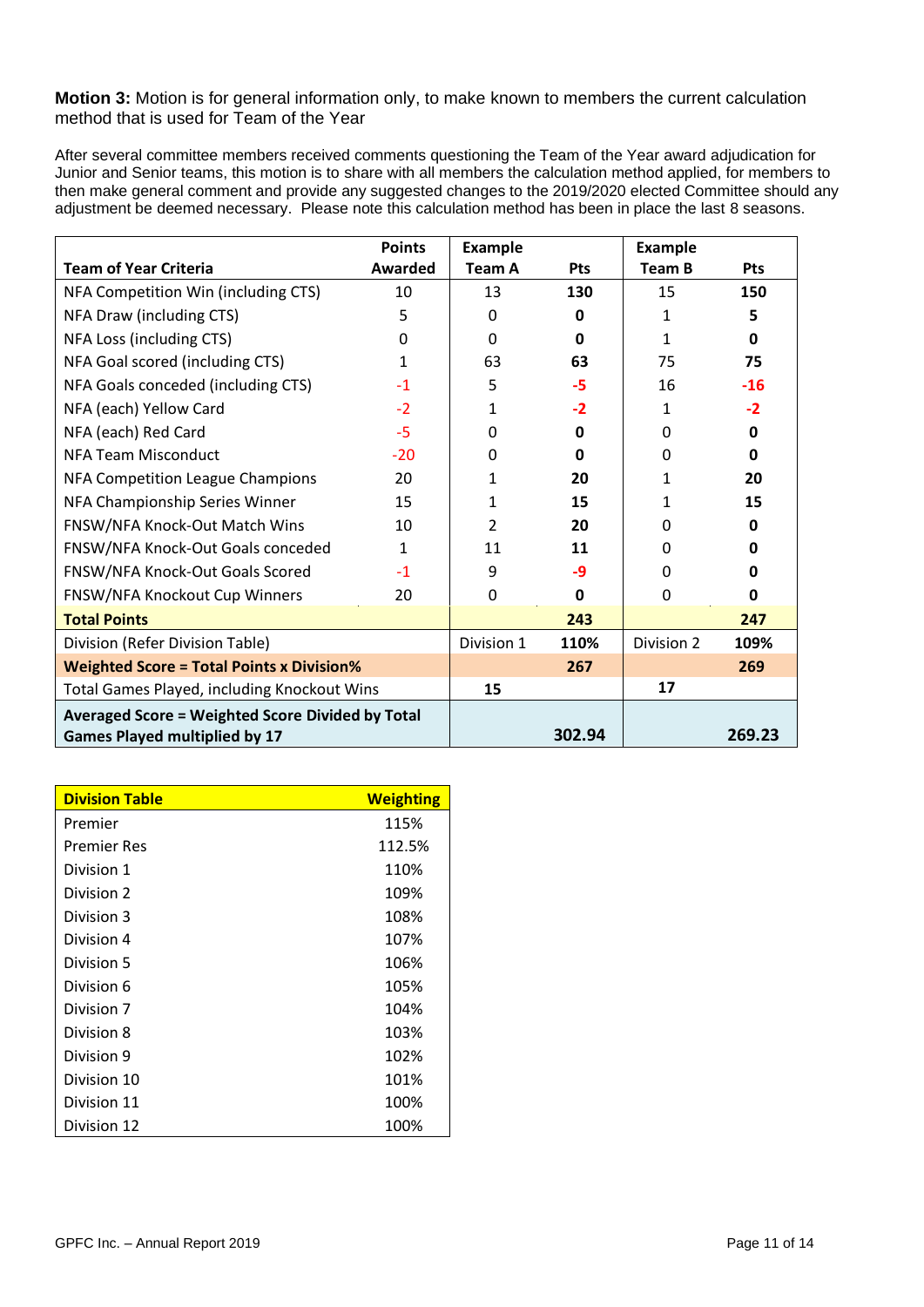**Motion 3:** Motion is for general information only, to make known to members the current calculation method that is used for Team of the Year

After several committee members received comments questioning the Team of the Year award adjudication for Junior and Senior teams, this motion is to share with all members the calculation method applied, for members to then make general comment and provide any suggested changes to the 2019/2020 elected Committee should any adjustment be deemed necessary. Please note this calculation method has been in place the last 8 seasons.

| Team of Year Criteria | Points Awarded | Example Team A | Pts | Example Team B | Pts |
|---|---|---|---|---|---|
| NFA Competition Win (including CTS) | 10 | 13 | **130** | 15 | **150** |
| NFA Draw (including CTS) | 5 | 0 | **0** | 1 | **5** |
| NFA Loss (including CTS) | 0 | 0 | **0** | 1 | **0** |
| NFA Goal scored (including CTS) | 1 | 63 | **63** | 75 | **75** |
| NFA Goals conceded (including CTS) | -1 | 5 | **-5** | 16 | **-16** |
| NFA (each) Yellow Card | -2 | 1 | **-2** | 1 | **-2** |
| NFA (each) Red Card | -5 | 0 | **0** | 0 | **0** |
| NFA Team Misconduct | -20 | 0 | **0** | 0 | **0** |
| NFA Competition League Champions | 20 | 1 | **20** | 1 | **20** |
| NFA Championship Series Winner | 15 | 1 | **15** | 1 | **15** |
| FNSW/NFA Knock-Out Match Wins | 10 | 2 | **20** | 0 | **0** |
| FNSW/NFA Knock-Out Goals conceded | 1 | 11 | **11** | 0 | **0** |
| FNSW/NFA Knock-Out Goals Scored | -1 | 9 | **-9** | 0 | **0** |
| FNSW/NFA Knockout Cup Winners | 20 | 0 | **0** | 0 | **0** |
| **Total Points** | | | **243** | | **247** |
| Division (Refer Division Table) | | Division 1 | **110%** | Division 2 | **109%** |
| **Weighted Score = Total Points x Division%** | | | **267** | | **269** |
| Total Games Played, including Knockout Wins | | **15** | | **17** | |
| **Averaged Score = Weighted Score Divided by Total Games Played multiplied by 17** | | | **302.94** | | **269.23** |

| Division Table | Weighting |
|---|---|
| Premier | 115% |
| Premier Res | 112.5% |
| Division 1 | 110% |
| Division 2 | 109% |
| Division 3 | 108% |
| Division 4 | 107% |
| Division 5 | 106% |
| Division 6 | 105% |
| Division 7 | 104% |
| Division 8 | 103% |
| Division 9 | 102% |
| Division 10 | 101% |
| Division 11 | 100% |
| Division 12 | 100% |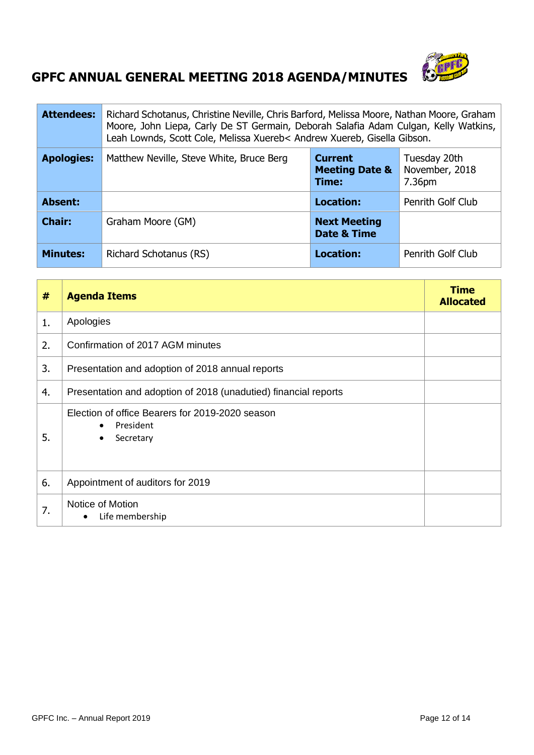# GPFC ANNUAL GENERAL MEETING 2018 AGENDA/MINUTES

| | | | |
|---|---|---|---|
| **Attendees:** | Richard Schotanus, Christine Neville, Chris Barford, Melissa Moore, Nathan Moore, Graham Moore, John Liepa, Carly De ST Germain, Deborah Salafia Adam Culgan, Kelly Watkins, Leah Lownds, Scott Cole, Melissa Xuereb< Andrew Xuereb, Gisella Gibson. | | |
| **Apologies:** | Matthew Neville, Steve White, Bruce Berg | **Current Meeting Date & Time:** | Tuesday 20th November, 2018 7.36pm |
| **Absent:** | | **Location:** | Penrith Golf Club |
| **Chair:** | Graham Moore (GM) | **Next Meeting Date & Time** | |
| **Minutes:** | Richard Schotanus (RS) | **Location:** | Penrith Golf Club |

| # | Agenda Items | Time Allocated |
|---|---|---|
| 1. | Apologies | |
| 2. | Confirmation of 2017 AGM minutes | |
| 3. | Presentation and adoption of 2018 annual reports | |
| 4. | Presentation and adoption of 2018 (unadutied) financial reports | |
| 5. | Election of office Bearers for 2019-2020 season<br>• President<br>• Secretary | |
| 6. | Appointment of auditors for 2019 | |
| 7. | Notice of Motion<br>• Life membership | |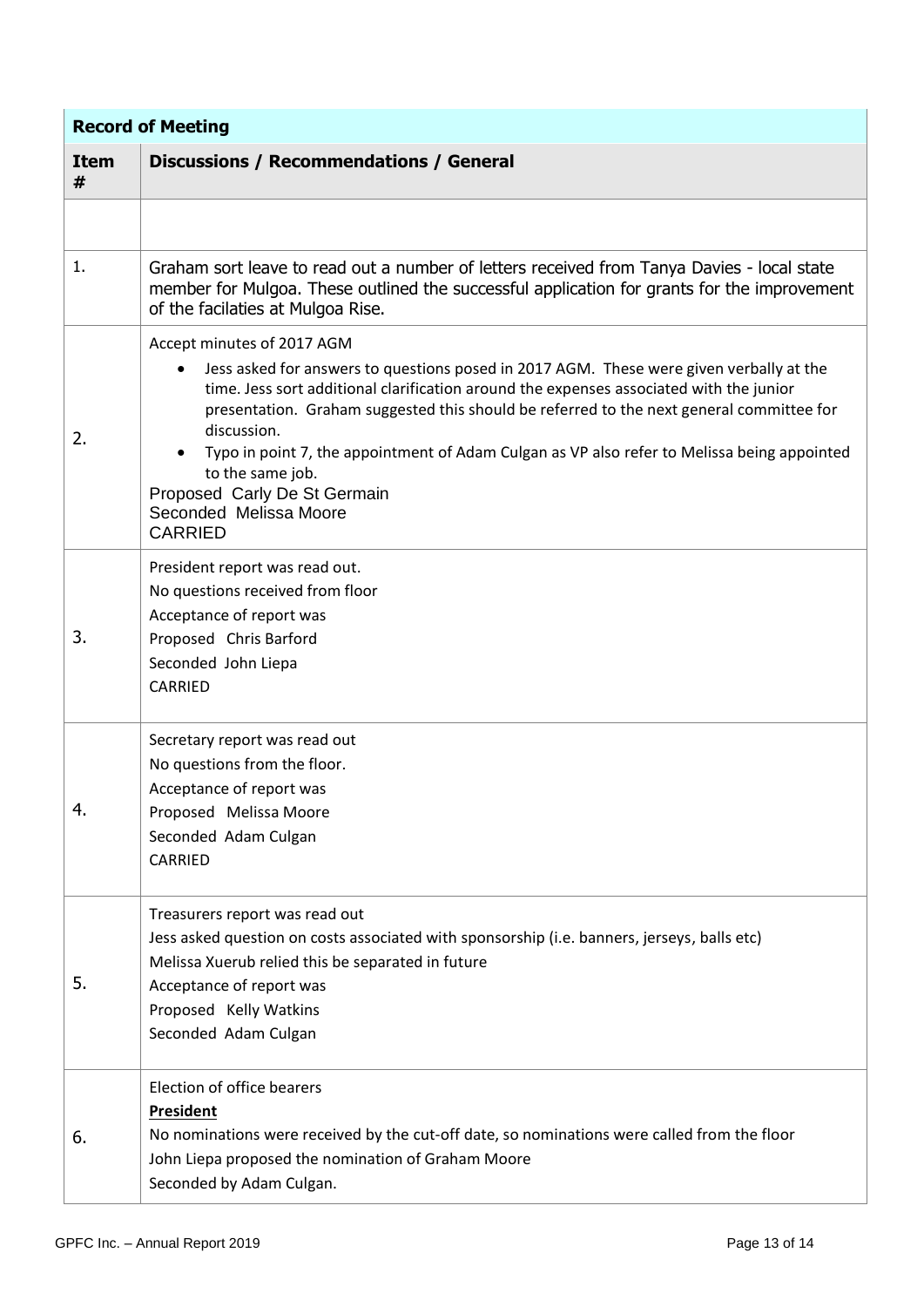| **Record of Meeting** | |
|---|---|
| **Item #** | **Discussions / Recommendations / General** |
| | |
| 1. | Graham sort leave to read out a number of letters received from Tanya Davies - local state member for Mulgoa. These outlined the successful application for grants for the improvement of the facilaties at Mulgoa Rise. |
| 2. | Accept minutes of 2017 AGM<br>• Jess asked for answers to questions posed in 2017 AGM. These were given verbally at the time. Jess sort additional clarification around the expenses associated with the junior presentation. Graham suggested this should be referred to the next general committee for discussion.<br>• Typo in point 7, the appointment of Adam Culgan as VP also refer to Melissa being appointed to the same job.<br>Proposed Carly De St Germain<br>Seconded Melissa Moore<br>CARRIED |
| 3. | President report was read out.<br>No questions received from floor<br>Acceptance of report was<br>Proposed Chris Barford<br>Seconded John Liepa<br>CARRIED |
| 4. | Secretary report was read out<br>No questions from the floor.<br>Acceptance of report was<br>Proposed Melissa Moore<br>Seconded Adam Culgan<br>CARRIED |
| 5. | Treasurers report was read out<br>Jess asked question on costs associated with sponsorship (i.e. banners, jerseys, balls etc)<br>Melissa Xuerub relied this be separated in future<br>Acceptance of report was<br>Proposed Kelly Watkins<br>Seconded Adam Culgan |
| 6. | Election of office bearers<br>**President**<br>No nominations were received by the cut-off date, so nominations were called from the floor<br>John Liepa proposed the nomination of Graham Moore<br>Seconded by Adam Culgan. |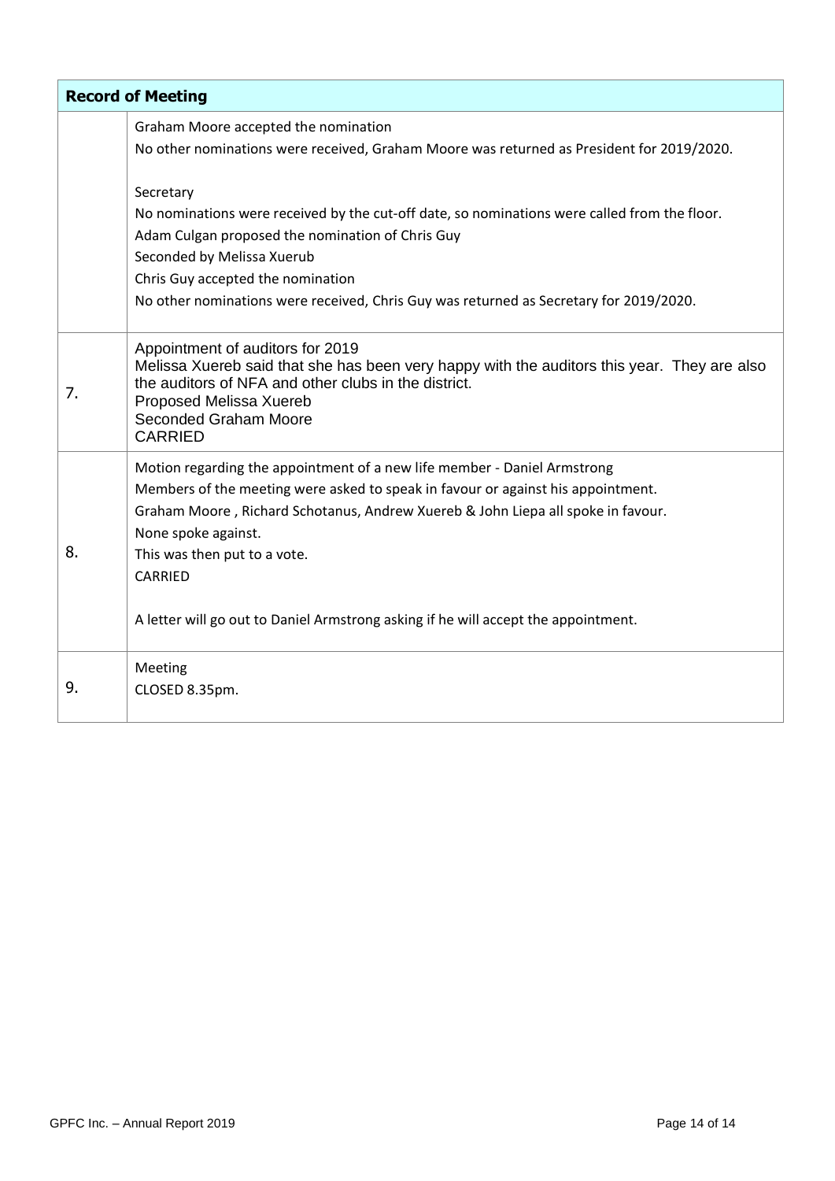| Record of Meeting | |
| --- | --- |
| | Graham Moore accepted the nomination<br>No other nominations were received, Graham Moore was returned as President for 2019/2020.<br><br>Secretary<br>No nominations were received by the cut-off date, so nominations were called from the floor.<br>Adam Culgan proposed the nomination of Chris Guy<br>Seconded by Melissa Xuerub<br>Chris Guy accepted the nomination<br>No other nominations were received, Chris Guy was returned as Secretary for 2019/2020. |
| 7. | Appointment of auditors for 2019<br>Melissa Xuereb said that she has been very happy with the auditors this year. They are also the auditors of NFA and other clubs in the district.<br>Proposed Melissa Xuereb<br>Seconded Graham Moore<br>CARRIED |
| 8. | Motion regarding the appointment of a new life member - Daniel Armstrong<br>Members of the meeting were asked to speak in favour or against his appointment.<br>Graham Moore , Richard Schotanus, Andrew Xuereb & John Liepa all spoke in favour.<br>None spoke against.<br>This was then put to a vote.<br>CARRIED<br><br>A letter will go out to Daniel Armstrong asking if he will accept the appointment. |
| 9. | Meeting<br>CLOSED 8.35pm. |